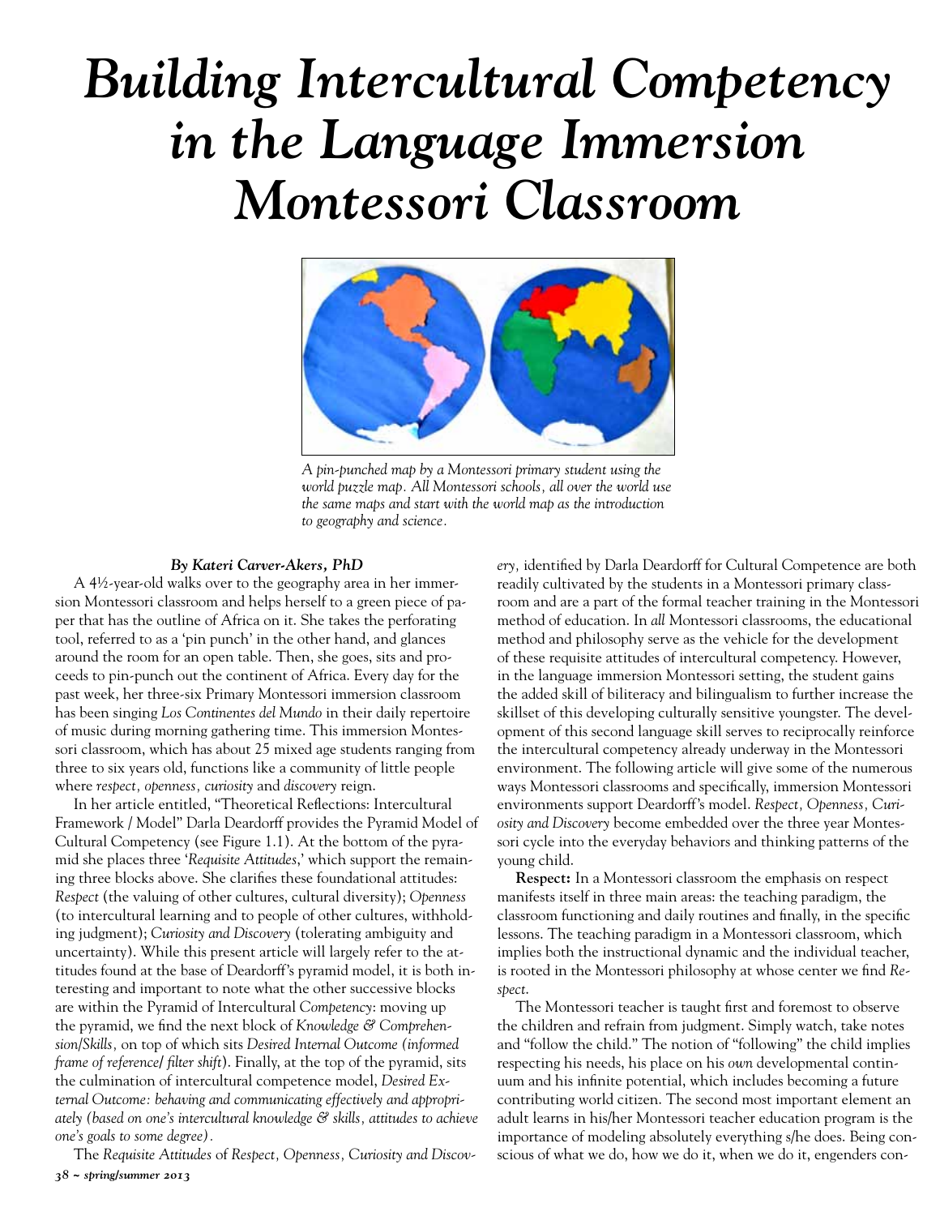# Building Intercultural Competency in the Language Immersion Montessori Classroom

*A pin-punched map by a Montessori primary student using the world puzzle map. All Montessori schools, all over the world use the same maps and start with the world map as the introduction to geography and science.*

***By Kateri Carver-Akers, PhD***

A 4½-year-old walks over to the geography area in her immersion Montessori classroom and helps herself to a green piece of paper that has the outline of Africa on it. She takes the perforating tool, referred to as a 'pin punch' in the other hand, and glances around the room for an open table. Then, she goes, sits and proceeds to pin-punch out the continent of Africa. Every day for the past week, her three-six Primary Montessori immersion classroom has been singing *Los Continentes del Mundo* in their daily repertoire of music during morning gathering time. This immersion Montessori classroom, which has about 25 mixed age students ranging from three to six years old, functions like a community of little people where *respect, openness, curiosity* and *discovery* reign.

In her article entitled, "Theoretical Reflections: Intercultural Framework / Model" Darla Deardorff provides the Pyramid Model of Cultural Competency (see Figure 1.1). At the bottom of the pyramid she places three '*Requisite Attitudes*,' which support the remaining three blocks above. She clarifies these foundational attitudes: *Respect* (the valuing of other cultures, cultural diversity); *Openness* (to intercultural learning and to people of other cultures, withholding judgment); *Curiosity and Discovery* (tolerating ambiguity and uncertainty). While this present article will largely refer to the attitudes found at the base of Deardorff's pyramid model, it is both interesting and important to note what the other successive blocks are within the Pyramid of Intercultural *Competency*: moving up the pyramid, we find the next block of *Knowledge & Comprehension/Skills,* on top of which sits *Desired Internal Outcome (informed frame of reference/ filter shift*). Finally, at the top of the pyramid, sits the culmination of intercultural competence model, *Desired External Outcome: behaving and communicating effectively and appropriately (based on one's intercultural knowledge & skills, attitudes to achieve one's goals to some degree)*.

The *Requisite Attitudes* of *Respect, Openness, Curiosity and Discovery,* identified by Darla Deardorff for Cultural Competence are both readily cultivated by the students in a Montessori primary classroom and are a part of the formal teacher training in the Montessori method of education. In *all* Montessori classrooms, the educational method and philosophy serve as the vehicle for the development of these requisite attitudes of intercultural competency. However, in the language immersion Montessori setting, the student gains the added skill of biliteracy and bilingualism to further increase the skillset of this developing culturally sensitive youngster. The development of this second language skill serves to reciprocally reinforce the intercultural competency already underway in the Montessori environment. The following article will give some of the numerous ways Montessori classrooms and specifically, immersion Montessori environments support Deardorff's model. *Respect, Openness, Curiosity and Discovery* become embedded over the three year Montessori cycle into the everyday behaviors and thinking patterns of the young child.

**Respect:** In a Montessori classroom the emphasis on respect manifests itself in three main areas: the teaching paradigm, the classroom functioning and daily routines and finally, in the specific lessons. The teaching paradigm in a Montessori classroom, which implies both the instructional dynamic and the individual teacher, is rooted in the Montessori philosophy at whose center we find *Respect*.

The Montessori teacher is taught first and foremost to observe the children and refrain from judgment. Simply watch, take notes and "follow the child." The notion of "following" the child implies respecting his needs, his place on his *own* developmental continuum and his infinite potential, which includes becoming a future contributing world citizen. The second most important element an adult learns in his/her Montessori teacher education program is the importance of modeling absolutely everything s/he does. Being conscious of what we do, how we do it, when we do it, engenders con-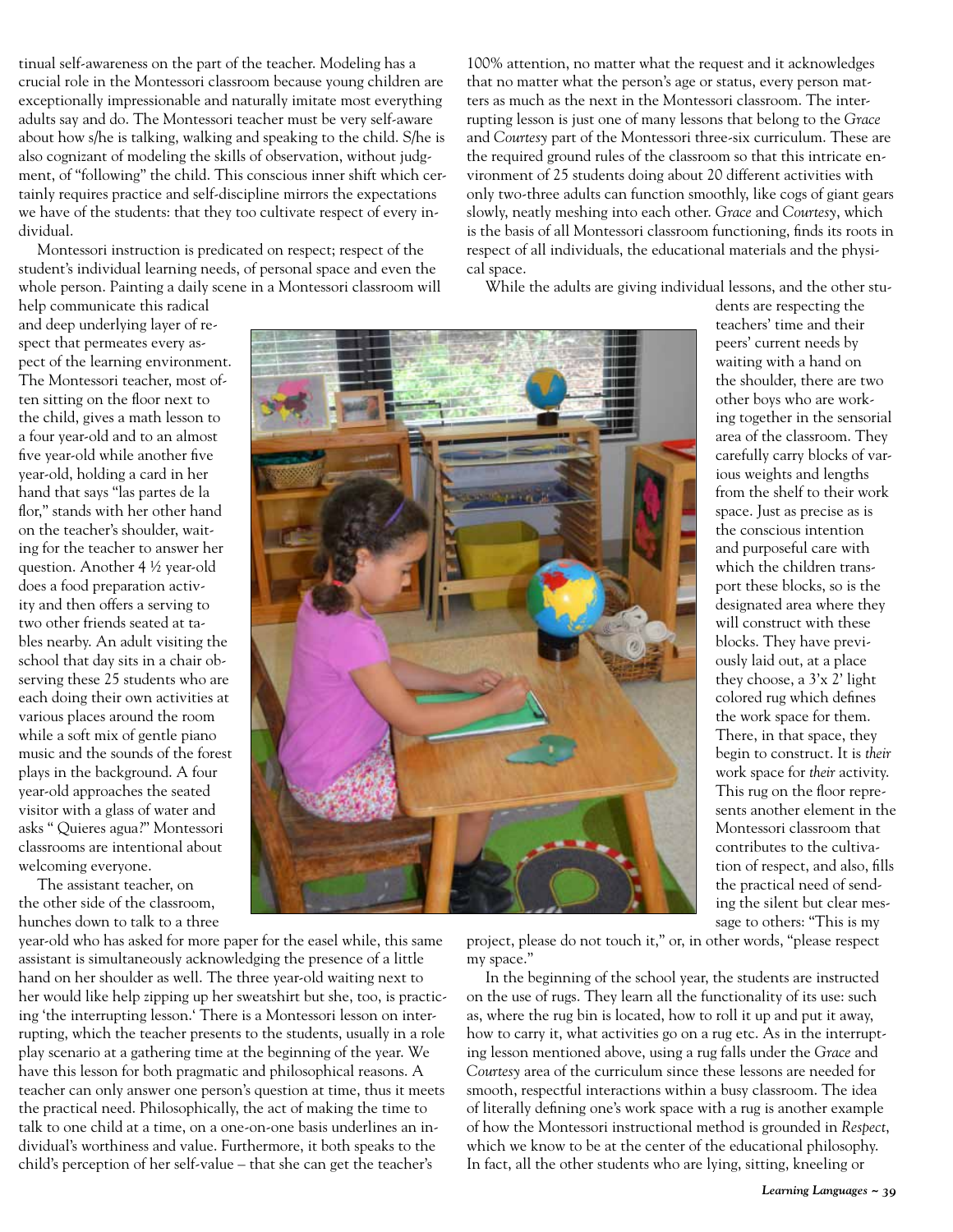tinual self-awareness on the part of the teacher. Modeling has a crucial role in the Montessori classroom because young children are exceptionally impressionable and naturally imitate most everything adults say and do. The Montessori teacher must be very self-aware about how s/he is talking, walking and speaking to the child. S/he is also cognizant of modeling the skills of observation, without judgment, of "following" the child. This conscious inner shift which certainly requires practice and self-discipline mirrors the expectations we have of the students: that they too cultivate respect of every individual.

Montessori instruction is predicated on respect; respect of the student's individual learning needs, of personal space and even the whole person. Painting a daily scene in a Montessori classroom will help communicate this radical and deep underlying layer of respect that permeates every aspect of the learning environment. The Montessori teacher, most often sitting on the floor next to the child, gives a math lesson to a four year-old and to an almost five year-old while another five year-old, holding a card in her hand that says "las partes de la flor," stands with her other hand on the teacher's shoulder, waiting for the teacher to answer her question. Another 4 ½ year-old does a food preparation activity and then offers a serving to two other friends seated at tables nearby. An adult visiting the school that day sits in a chair observing these 25 students who are each doing their own activities at various places around the room while a soft mix of gentle piano music and the sounds of the forest plays in the background. A four year-old approaches the seated visitor with a glass of water and asks " Quieres agua?" Montessori classrooms are intentional about welcoming everyone.

The assistant teacher, on the other side of the classroom, hunches down to talk to a three year-old who has asked for more paper for the easel while, this same assistant is simultaneously acknowledging the presence of a little hand on her shoulder as well. The three year-old waiting next to her would like help zipping up her sweatshirt but she, too, is practicing 'the interrupting lesson.' There is a Montessori lesson on interrupting, which the teacher presents to the students, usually in a role play scenario at a gathering time at the beginning of the year. We have this lesson for both pragmatic and philosophical reasons. A teacher can only answer one person's question at time, thus it meets the practical need. Philosophically, the act of making the time to talk to one child at a time, on a one-on-one basis underlines an individual's worthiness and value. Furthermore, it both speaks to the child's perception of her self-value – that she can get the teacher's 100% attention, no matter what the request and it acknowledges that no matter what the person's age or status, every person matters as much as the next in the Montessori classroom. The interrupting lesson is just one of many lessons that belong to the *Grace* and *Courtesy* part of the Montessori three-six curriculum. These are the required ground rules of the classroom so that this intricate environment of 25 students doing about 20 different activities with only two-three adults can function smoothly, like cogs of giant gears slowly, neatly meshing into each other. *Grace* and *Courtesy*, which is the basis of all Montessori classroom functioning, finds its roots in respect of all individuals, the educational materials and the physical space.

While the adults are giving individual lessons, and the other students are respecting the teachers' time and their peers' current needs by waiting with a hand on the shoulder, there are two other boys who are working together in the sensorial area of the classroom. They carefully carry blocks of various weights and lengths from the shelf to their work space. Just as precise as is the conscious intention and purposeful care with which the children transport these blocks, so is the designated area where they will construct with these blocks. They have previously laid out, at a place they choose, a 3'x 2' light colored rug which defines the work space for them. There, in that space, they begin to construct. It is *their* work space for *their* activity. This rug on the floor represents another element in the Montessori classroom that contributes to the cultivation of respect, and also, fills the practical need of sending the silent but clear message to others: "This is my project, please do not touch it," or, in other words, "please respect my space."

In the beginning of the school year, the students are instructed on the use of rugs. They learn all the functionality of its use: such as, where the rug bin is located, how to roll it up and put it away, how to carry it, what activities go on a rug etc. As in the interrupting lesson mentioned above, using a rug falls under the *Grace* and *Courtesy* area of the curriculum since these lessons are needed for smooth, respectful interactions within a busy classroom. The idea of literally defining one's work space with a rug is another example of how the Montessori instructional method is grounded in *Respect*, which we know to be at the center of the educational philosophy. In fact, all the other students who are lying, sitting, kneeling or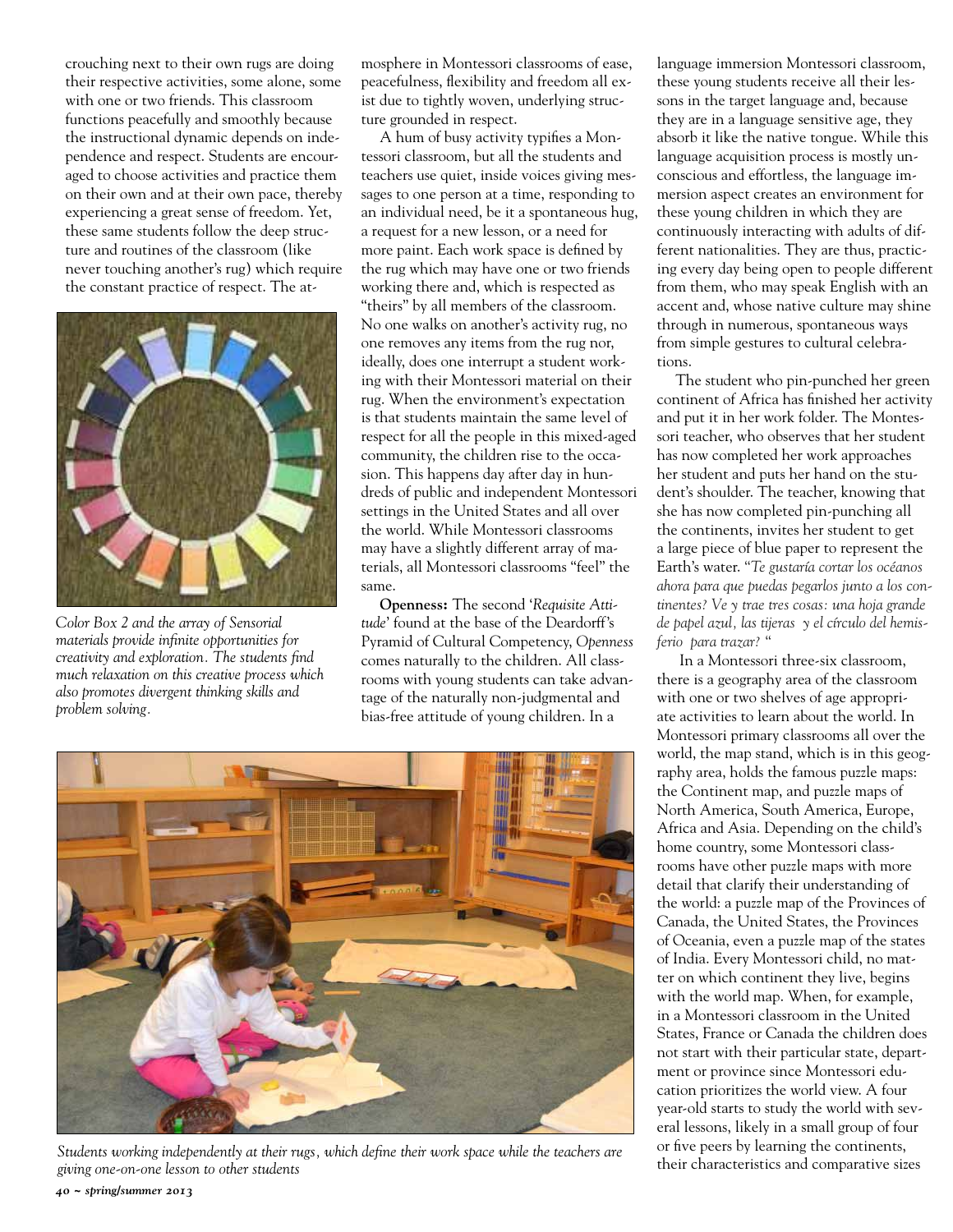crouching next to their own rugs are doing their respective activities, some alone, some with one or two friends. This classroom functions peacefully and smoothly because the instructional dynamic depends on independence and respect. Students are encouraged to choose activities and practice them on their own and at their own pace, thereby experiencing a great sense of freedom. Yet, these same students follow the deep structure and routines of the classroom (like never touching another's rug) which require the constant practice of respect. The atmosphere in Montessori classrooms of ease, peacefulness, flexibility and freedom all exist due to tightly woven, underlying structure grounded in respect.

*Color Box 2 and the array of Sensorial materials provide infinite opportunities for creativity and exploration. The students find much relaxation on this creative process which also promotes divergent thinking skills and problem solving.*

A hum of busy activity typifies a Montessori classroom, but all the students and teachers use quiet, inside voices giving messages to one person at a time, responding to an individual need, be it a spontaneous hug, a request for a new lesson, or a need for more paint. Each work space is defined by the rug which may have one or two friends working there and, which is respected as "theirs" by all members of the classroom. No one walks on another's activity rug, no one removes any items from the rug nor, ideally, does one interrupt a student working with their Montessori material on their rug. When the environment's expectation is that students maintain the same level of respect for all the people in this mixed-aged community, the children rise to the occasion. This happens day after day in hundreds of public and independent Montessori settings in the United States and all over the world. While Montessori classrooms may have a slightly different array of materials, all Montessori classrooms "feel" the same.

**Openness:** The second '*Requisite Attitude*' found at the base of the Deardorff's Pyramid of Cultural Competency, *Openness* comes naturally to the children. All classrooms with young students can take advantage of the naturally non-judgmental and bias-free attitude of young children. In a language immersion Montessori classroom, these young students receive all their lessons in the target language and, because they are in a language sensitive age, they absorb it like the native tongue. While this language acquisition process is mostly unconscious and effortless, the language immersion aspect creates an environment for these young children in which they are continuously interacting with adults of different nationalities. They are thus, practicing every day being open to people different from them, who may speak English with an accent and, whose native culture may shine through in numerous, spontaneous ways from simple gestures to cultural celebrations.

*Students working independently at their rugs, which define their work space while the teachers are giving one-on-one lesson to other students*

The student who pin-punched her green continent of Africa has finished her activity and put it in her work folder. The Montessori teacher, who observes that her student has now completed her work approaches her student and puts her hand on the student's shoulder. The teacher, knowing that she has now completed pin-punching all the continents, invites her student to get a large piece of blue paper to represent the Earth's water. "*Te gustaría cortar los océanos ahora para que puedas pegarlos junto a los continentes? Ve y trae tres cosas: una hoja grande de papel azul, las tijeras y el círculo del hemisferio para trazar?* "

In a Montessori three-six classroom, there is a geography area of the classroom with one or two shelves of age appropriate activities to learn about the world. In Montessori primary classrooms all over the world, the map stand, which is in this geography area, holds the famous puzzle maps: the Continent map, and puzzle maps of North America, South America, Europe, Africa and Asia. Depending on the child's home country, some Montessori classrooms have other puzzle maps with more detail that clarify their understanding of the world: a puzzle map of the Provinces of Canada, the United States, the Provinces of Oceania, even a puzzle map of the states of India. Every Montessori child, no matter on which continent they live, begins with the world map. When, for example, in a Montessori classroom in the United States, France or Canada the children does not start with their particular state, department or province since Montessori education prioritizes the world view. A four year-old starts to study the world with several lessons, likely in a small group of four or five peers by learning the continents, their characteristics and comparative sizes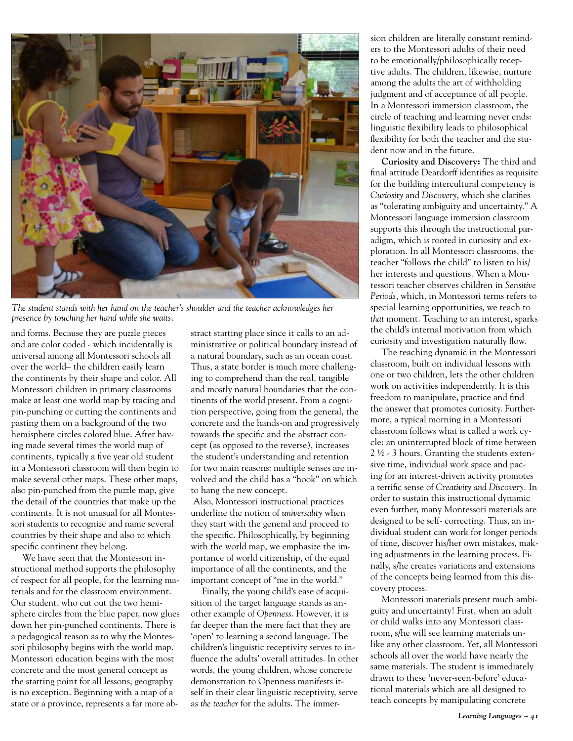*The student stands with her hand on the teacher's shoulder and the teacher acknowledges her presence by touching her hand while she waits.*

and forms. Because they are puzzle pieces and are color coded - which incidentally is universal among all Montessori schools all over the world– the children easily learn the continents by their shape and color. All Montessori children in primary classrooms make at least one world map by tracing and pin-punching or cutting the continents and pasting them on a background of the two hemisphere circles colored blue. After having made several times the world map of continents, typically a five year old student in a Montessori classroom will then begin to make several other maps. These other maps, also pin-punched from the puzzle map, give the detail of the countries that make up the continents. It is not unusual for all Montessori students to recognize and name several countries by their shape and also to which specific continent they belong.

We have seen that the Montessori instructional method supports the philosophy of respect for all people, for the learning materials and for the classroom environment. Our student, who cut out the two hemisphere circles from the blue paper, now glues down her pin-punched continents. There is a pedagogical reason as to why the Montessori philosophy begins with the world map. Montessori education begins with the most concrete and the most general concept as the starting point for all lessons; geography is no exception. Beginning with a map of a state or a province, represents a far more abstract starting place since it calls to an administrative or political boundary instead of a natural boundary, such as an ocean coast. Thus, a state border is much more challenging to comprehend than the real, tangible and mostly natural boundaries that the continents of the world present. From a cognition perspective, going from the general, the concrete and the hands-on and progressively towards the specific and the abstract concept (as opposed to the reverse), increases the student's understanding and retention for two main reasons: multiple senses are involved and the child has a "hook" on which to hang the new concept.

Also, Montessori instructional practices underline the notion of *universality* when they start with the general and proceed to the specific. Philosophically, by beginning with the world map, we emphasize the importance of world citizenship, of the equal importance of all the continents, and the important concept of "me in the world."

Finally, the young child's ease of acquisition of the target language stands as another example of *Openness*. However, it is far deeper than the mere fact that they are 'open' to learning a second language. The children's linguistic receptivity serves to influence the adults' overall attitudes. In other words, the young children, whose concrete demonstration to Openness manifests itself in their clear linguistic receptivity, serve as *the teacher* for the adults. The immersion children are literally constant reminders to the Montessori adults of their need to be emotionally/philosophically receptive adults. The children, likewise, nurture among the adults the art of withholding judgment and of acceptance of all people. In a Montessori immersion classroom, the circle of teaching and learning never ends: linguistic flexibility leads to philosophical flexibility for both the teacher and the student now and in the future.

**Curiosity and Discovery:** The third and final attitude Deardorff identifies as requisite for the building intercultural competency is *Curiosity* and *Discovery*, which she clarifies as "tolerating ambiguity and uncertainty." A Montessori language immersion classroom supports this through the instructional paradigm, which is rooted in curiosity and exploration. In all Montessori classrooms, the teacher "follows the child" to listen to his/her interests and questions. When a Montessori teacher observes children in *Sensitive Periods*, which, in Montessori terms refers to special learning opportunities, we teach to *that* moment. Teaching to an interest, sparks the child's internal motivation from which curiosity and investigation naturally flow.

The teaching dynamic in the Montessori classroom, built on individual lessons with one or two children, lets the other children work on activities independently. It is this freedom to manipulate, practice and find the answer that promotes curiosity. Furthermore, a typical morning in a Montessori classroom follows what is called a work cycle: an uninterrupted block of time between 2 ½ - 3 hours. Granting the students extensive time, individual work space and pacing for an interest-driven activity promotes a terrific sense of *Creativity and Discovery*. In order to sustain this instructional dynamic even further, many Montessori materials are designed to be self- correcting. Thus, an individual student can work for longer periods of time, discover his/her own mistakes, making adjustments in the learning process. Finally, s/he creates variations and extensions of the concepts being learned from this discovery process.

Montessori materials present much ambiguity and uncertainty! First, when an adult or child walks into any Montessori classroom, s/he will see learning materials unlike any other classroom. Yet, all Montessori schools all over the world have nearly the same materials. The student is immediately drawn to these 'never-seen-before' educational materials which are all designed to teach concepts by manipulating concrete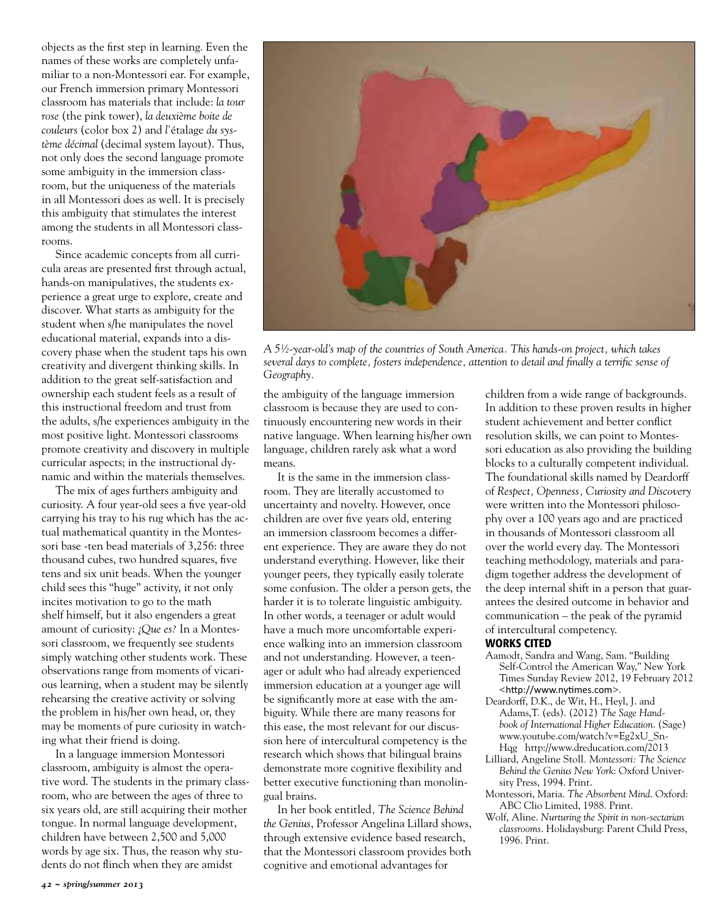objects as the first step in learning. Even the names of these works are completely unfamiliar to a non-Montessori ear. For example, our French immersion primary Montessori classroom has materials that include: *la tour rose* (the pink tower), *la deuxième boite de couleurs* (color box 2) and *l'étalage du système décimal* (decimal system layout). Thus, not only does the second language promote some ambiguity in the immersion classroom, but the uniqueness of the materials in all Montessori does as well. It is precisely this ambiguity that stimulates the interest among the students in all Montessori classrooms.

Since academic concepts from all curricula areas are presented first through actual, hands-on manipulatives, the students experience a great urge to explore, create and discover. What starts as ambiguity for the student when s/he manipulates the novel educational material, expands into a discovery phase when the student taps his own creativity and divergent thinking skills. In addition to the great self-satisfaction and ownership each student feels as a result of this instructional freedom and trust from the adults, s/he experiences ambiguity in the most positive light. Montessori classrooms promote creativity and discovery in multiple curricular aspects; in the instructional dynamic and within the materials themselves.

The mix of ages furthers ambiguity and curiosity. A four year-old sees a five year-old carrying his tray to his rug which has the actual mathematical quantity in the Montessori base -ten bead materials of 3,256: three thousand cubes, two hundred squares, five tens and six unit beads. When the younger child sees this "huge" activity, it not only incites motivation to go to the math shelf himself, but it also engenders a great amount of curiosity: *¿Que es?* In a Montessori classroom, we frequently see students simply watching other students work. These observations range from moments of vicarious learning, when a student may be silently rehearsing the creative activity or solving the problem in his/her own head, or, they may be moments of pure curiosity in watching what their friend is doing.

In a language immersion Montessori classroom, ambiguity is almost the operative word. The students in the primary classroom, who are between the ages of three to six years old, are still acquiring their mother tongue. In normal language development, children have between 2,500 and 5,000 words by age six. Thus, the reason why students do not flinch when they are amidst the ambiguity of the language immersion classroom is because they are used to continuously encountering new words in their native language. When learning his/her own language, children rarely ask what a word means.

*A 5½-year-old's map of the countries of South America. This hands-on project, which takes several days to complete, fosters independence, attention to detail and finally a terrific sense of Geography.*

It is the same in the immersion classroom. They are literally accustomed to uncertainty and novelty. However, once children are over five years old, entering an immersion classroom becomes a different experience. They are aware they do not understand everything. However, like their younger peers, they typically easily tolerate some confusion. The older a person gets, the harder it is to tolerate linguistic ambiguity. In other words, a teenager or adult would have a much more uncomfortable experience walking into an immersion classroom and not understanding. However, a teenager or adult who had already experienced immersion education at a younger age will be significantly more at ease with the ambiguity. While there are many reasons for this ease, the most relevant for our discussion here of intercultural competency is the research which shows that bilingual brains demonstrate more cognitive flexibility and better executive functioning than monolingual brains.

In her book entitled*, The Science Behind the Genius*, Professor Angelina Lillard shows, through extensive evidence based research, that the Montessori classroom provides both cognitive and emotional advantages for children from a wide range of backgrounds. In addition to these proven results in higher student achievement and better conflict resolution skills, we can point to Montessori education as also providing the building blocks to a culturally competent individual. The foundational skills named by Deardorff of *Respect, Openness, Curiosity and Discovery* were written into the Montessori philosophy over a 100 years ago and are practiced in thousands of Montessori classroom all over the world every day. The Montessori teaching methodology, materials and paradigm together address the development of the deep internal shift in a person that guarantees the desired outcome in behavior and communication – the peak of the pyramid of intercultural competency.

## WORKS CITED

- Aamodt, Sandra and Wang, Sam. "Building Self-Control the American Way," New York Times Sunday Review 2012, 19 February 2012 <http://www.nytimes.com>.
- Deardorff, D.K., de Wit, H., Heyl, J. and Adams,T. (eds). (2012) *The Sage Handbook of International Higher Education.* (Sage) www.youtube.com/watch?v=Eg2xU_Sn-Hqg http://www.dreducation.com/2013
- Lilliard, Angeline Stoll. *Montessori: The Science Behind the Genius New York*: Oxford University Press, 1994. Print.
- Montessori, Maria. *The Absorbent Mind*. Oxford: ABC Clio Limited, 1988. Print.
- Wolf, Aline. *Nurturing the Spirit in non-sectarian classrooms*. Holidaysburg: Parent Child Press, 1996. Print.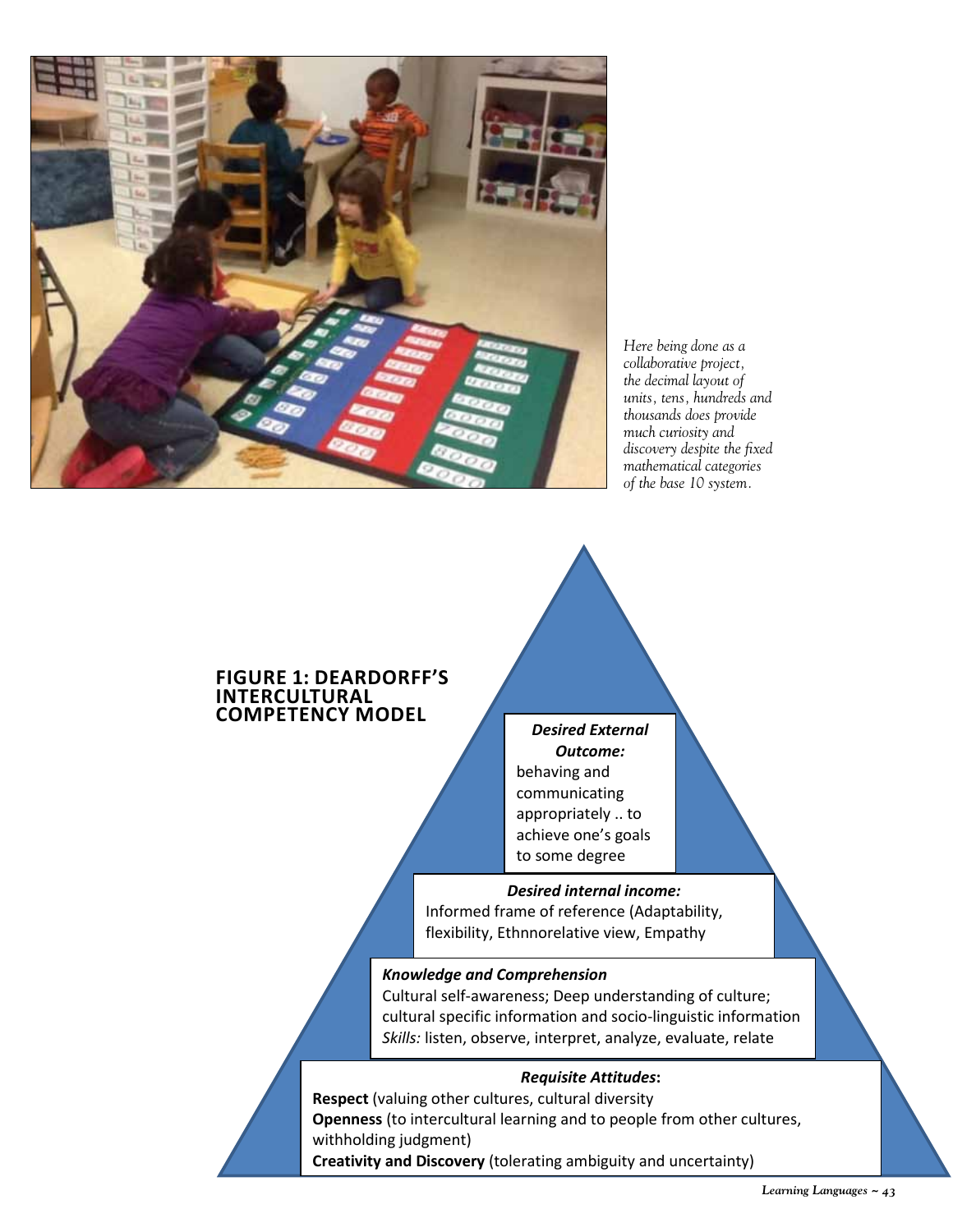Here being done as a collaborative project, the decimal layout of units, tens, hundreds and thousands does provide much curiosity and discovery despite the fixed mathematical categories of the base 10 system.

**FIGURE 1: DEARDORFF'S INTERCULTURAL COMPETENCY MODEL**

***Desired External Outcome:***
behaving and communicating appropriately .. to achieve one's goals to some degree

***Desired internal income:***
Informed frame of reference (Adaptability, flexibility, Ethnnorelative view, Empathy

***Knowledge and Comprehension***
Cultural self-awareness; Deep understanding of culture; cultural specific information and socio-linguistic information
*Skills:* listen, observe, interpret, analyze, evaluate, relate

***Requisite Attitudes*:**
**Respect** (valuing other cultures, cultural diversity
**Openness** (to intercultural learning and to people from other cultures, withholding judgment)
**Creativity and Discovery** (tolerating ambiguity and uncertainty)